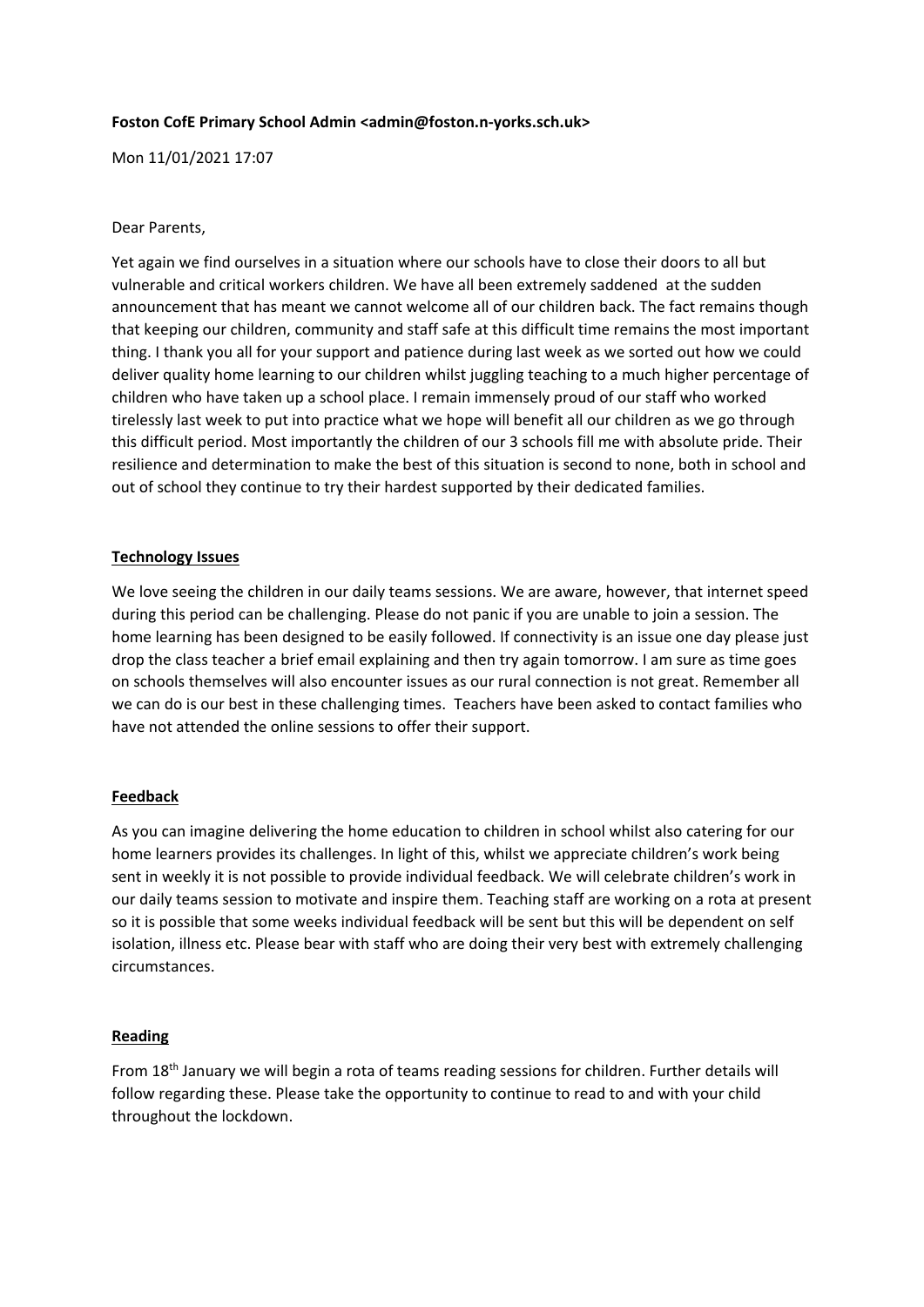**Foston CofE Primary School Admin <admin@foston.n-yorks.sch.uk>**

Mon 11/01/2021 17:07

Dear Parents,

Yet again we find ourselves in a situation where our schools have to close their doors to all but vulnerable and critical workers children. We have all been extremely saddened at the sudden announcement that has meant we cannot welcome all of our children back. The fact remains though that keeping our children, community and staff safe at this difficult time remains the most important thing. I thank you all for your support and patience during last week as we sorted out how we could deliver quality home learning to our children whilst juggling teaching to a much higher percentage of children who have taken up a school place. I remain immensely proud of our staff who worked tirelessly last week to put into practice what we hope will benefit all our children as we go through this difficult period. Most importantly the children of our 3 schools fill me with absolute pride. Their resilience and determination to make the best of this situation is second to none, both in school and out of school they continue to try their hardest supported by their dedicated families.

**Technology Issues**

We love seeing the children in our daily teams sessions. We are aware, however, that internet speed during this period can be challenging. Please do not panic if you are unable to join a session. The home learning has been designed to be easily followed. If connectivity is an issue one day please just drop the class teacher a brief email explaining and then try again tomorrow. I am sure as time goes on schools themselves will also encounter issues as our rural connection is not great. Remember all we can do is our best in these challenging times. Teachers have been asked to contact families who have not attended the online sessions to offer their support.

**Feedback**

As you can imagine delivering the home education to children in school whilst also catering for our home learners provides its challenges. In light of this, whilst we appreciate children's work being sent in weekly it is not possible to provide individual feedback. We will celebrate children's work in our daily teams session to motivate and inspire them. Teaching staff are working on a rota at present so it is possible that some weeks individual feedback will be sent but this will be dependent on self isolation, illness etc. Please bear with staff who are doing their very best with extremely challenging circumstances.

**Reading**

From 18th January we will begin a rota of teams reading sessions for children. Further details will follow regarding these. Please take the opportunity to continue to read to and with your child throughout the lockdown.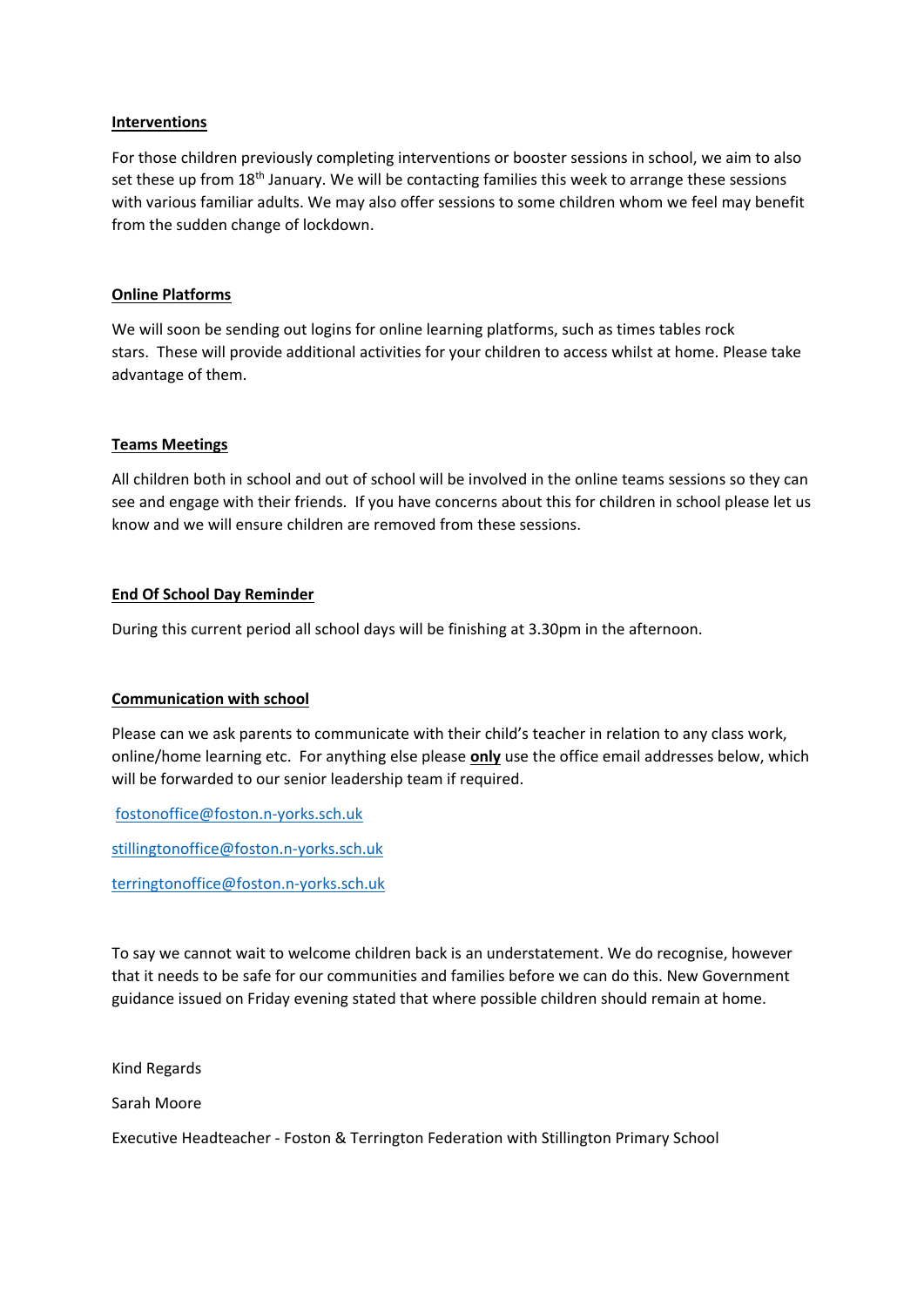**Interventions**

For those children previously completing interventions or booster sessions in school, we aim to also set these up from 18th January. We will be contacting families this week to arrange these sessions with various familiar adults. We may also offer sessions to some children whom we feel may benefit from the sudden change of lockdown.

**Online Platforms**

We will soon be sending out logins for online learning platforms, such as times tables rock stars. These will provide additional activities for your children to access whilst at home. Please take advantage of them.

**Teams Meetings**

All children both in school and out of school will be involved in the online teams sessions so they can see and engage with their friends. If you have concerns about this for children in school please let us know and we will ensure children are removed from these sessions.

**End Of School Day Reminder**

During this current period all school days will be finishing at 3.30pm in the afternoon.

**Communication with school**

Please can we ask parents to communicate with their child's teacher in relation to any class work, online/home learning etc. For anything else please **only** use the office email addresses below, which will be forwarded to our senior leadership team if required.

fostonoffice@foston.n-yorks.sch.uk

stillingtonoffice@foston.n-yorks.sch.uk

terringtonoffice@foston.n-yorks.sch.uk

To say we cannot wait to welcome children back is an understatement. We do recognise, however that it needs to be safe for our communities and families before we can do this. New Government guidance issued on Friday evening stated that where possible children should remain at home.

Kind Regards

Sarah Moore

Executive Headteacher - Foston & Terrington Federation with Stillington Primary School